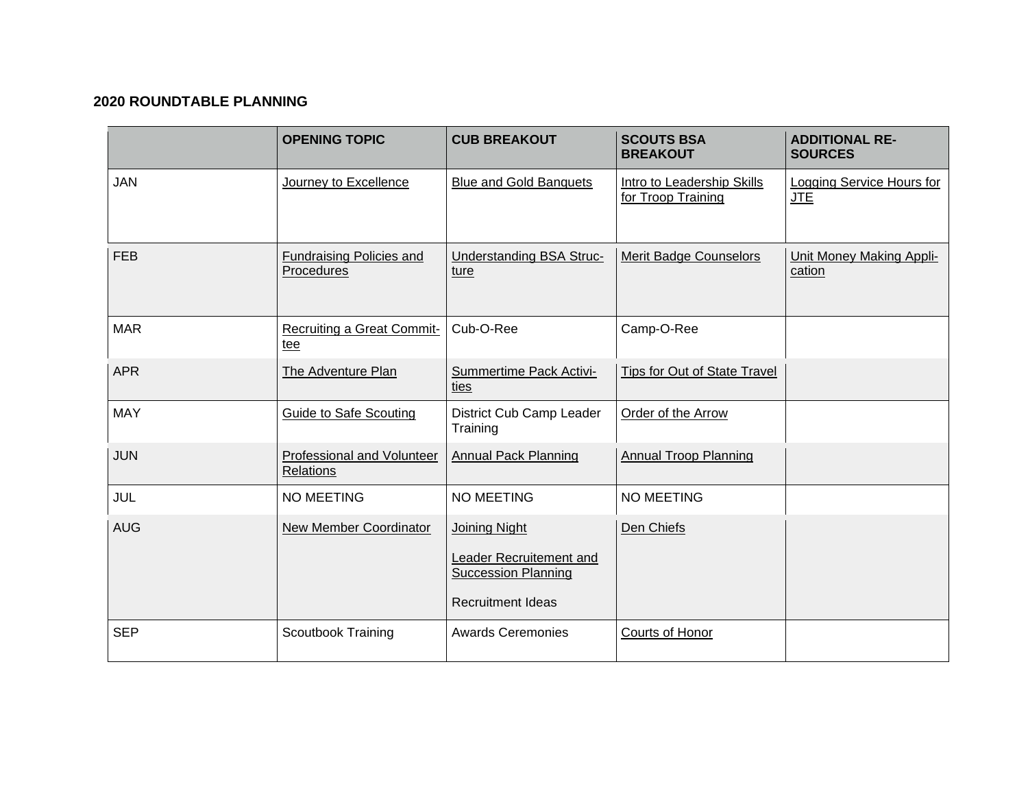**2020 ROUNDTABLE PLANNING**

| | OPENING TOPIC | CUB BREAKOUT | SCOUTS BSA BREAKOUT | ADDITIONAL RESOURCES |
|---|---|---|---|---|
| JAN | Journey to Excellence | Blue and Gold Banquets | Intro to Leadership Skills for Troop Training | Logging Service Hours for JTE |
| FEB | Fundraising Policies and Procedures | Understanding BSA Structure | Merit Badge Counselors | Unit Money Making Application |
| MAR | Recruiting a Great Committee | Cub-O-Ree | Camp-O-Ree | |
| APR | The Adventure Plan | Summertime Pack Activities | Tips for Out of State Travel | |
| MAY | Guide to Safe Scouting | District Cub Camp Leader Training | Order of the Arrow | |
| JUN | Professional and Volunteer Relations | Annual Pack Planning | Annual Troop Planning | |
| JUL | NO MEETING | NO MEETING | NO MEETING | |
| AUG | New Member Coordinator | Joining Night<br><br>Leader Recruitement and Succession Planning<br><br>Recruitment Ideas | Den Chiefs | |
| SEP | Scoutbook Training | Awards Ceremonies | Courts of Honor | |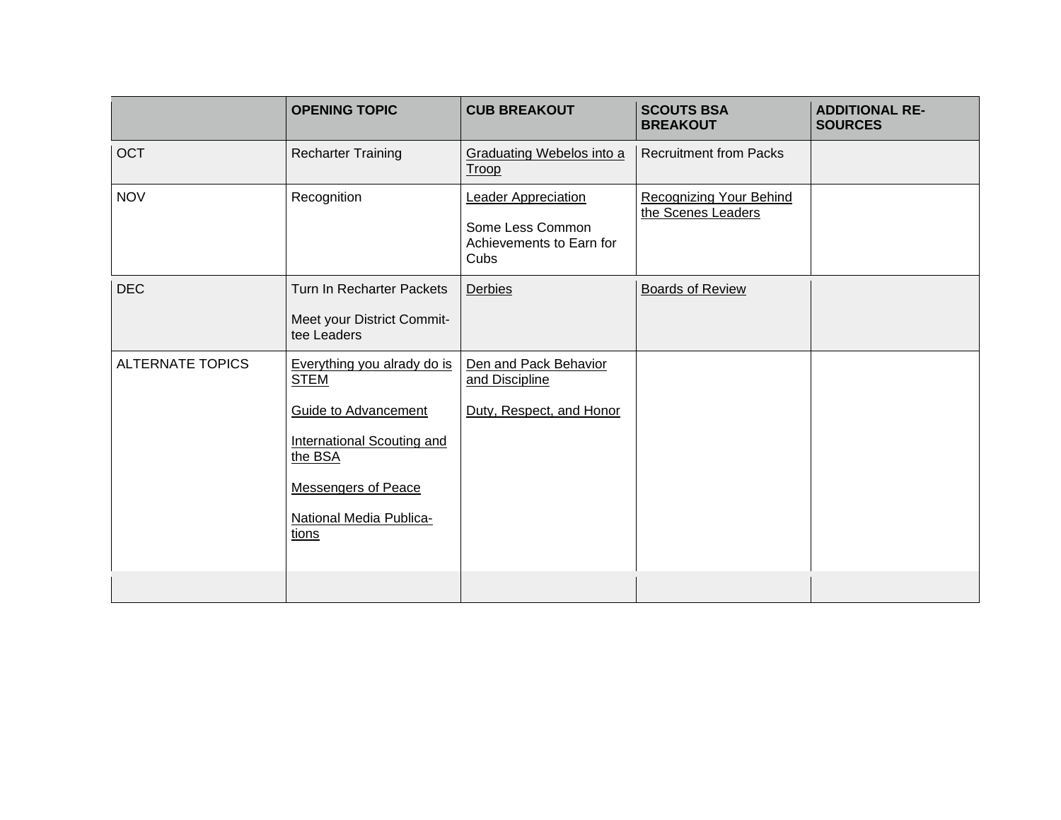| | OPENING TOPIC | CUB BREAKOUT | SCOUTS BSA BREAKOUT | ADDITIONAL RESOURCES |
|---|---|---|---|---|
| OCT | Recharter Training | Graduating Webelos into a Troop | Recruitment from Packs | |
| NOV | Recognition | Leader Appreciation<br><br>Some Less Common Achievements to Earn for Cubs | Recognizing Your Behind the Scenes Leaders | |
| DEC | Turn In Recharter Packets<br><br>Meet your District Committee Leaders | Derbies | Boards of Review | |
| ALTERNATE TOPICS | Everything you alrady do is STEM<br><br>Guide to Advancement<br><br>International Scouting and the BSA<br><br>Messengers of Peace<br><br>National Media Publications | Den and Pack Behavior and Discipline<br><br>Duty, Respect, and Honor | | |
| | | | | |